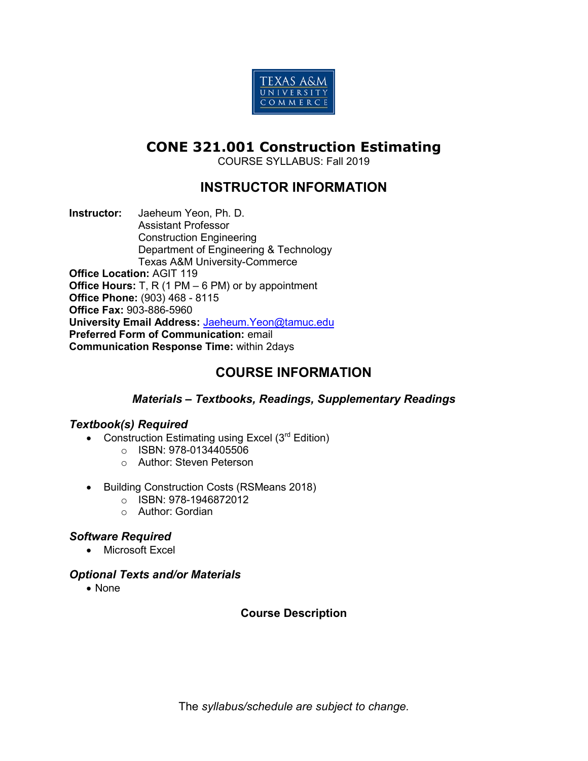# CONE 321.001 Construction Estimating

COURSE SYLLABUS: Fall 2019

## INSTRUCTOR INFORMATION

**Instructor:** Jaeheum Yeon, Ph. D.
Assistant Professor
Construction Engineering
Department of Engineering & Technology
Texas A&M University-Commerce

**Office Location:** AGIT 119
**Office Hours:** T, R (1 PM – 6 PM) or by appointment
**Office Phone:** (903) 468 - 8115
**Office Fax:** 903-886-5960
**University Email Address:** Jaeheum.Yeon@tamuc.edu
**Preferred Form of Communication:** email
**Communication Response Time:** within 2days

## COURSE INFORMATION

### *Materials – Textbooks, Readings, Supplementary Readings*

### *Textbook(s) Required*

- Construction Estimating using Excel (3rd Edition)
  - ISBN: 978-0134405506
  - Author: Steven Peterson
- Building Construction Costs (RSMeans 2018)
  - ISBN: 978-1946872012
  - Author: Gordian

### *Software Required*

- Microsoft Excel

### *Optional Texts and/or Materials*

- None

### Course Description

The *syllabus/schedule are subject to change.*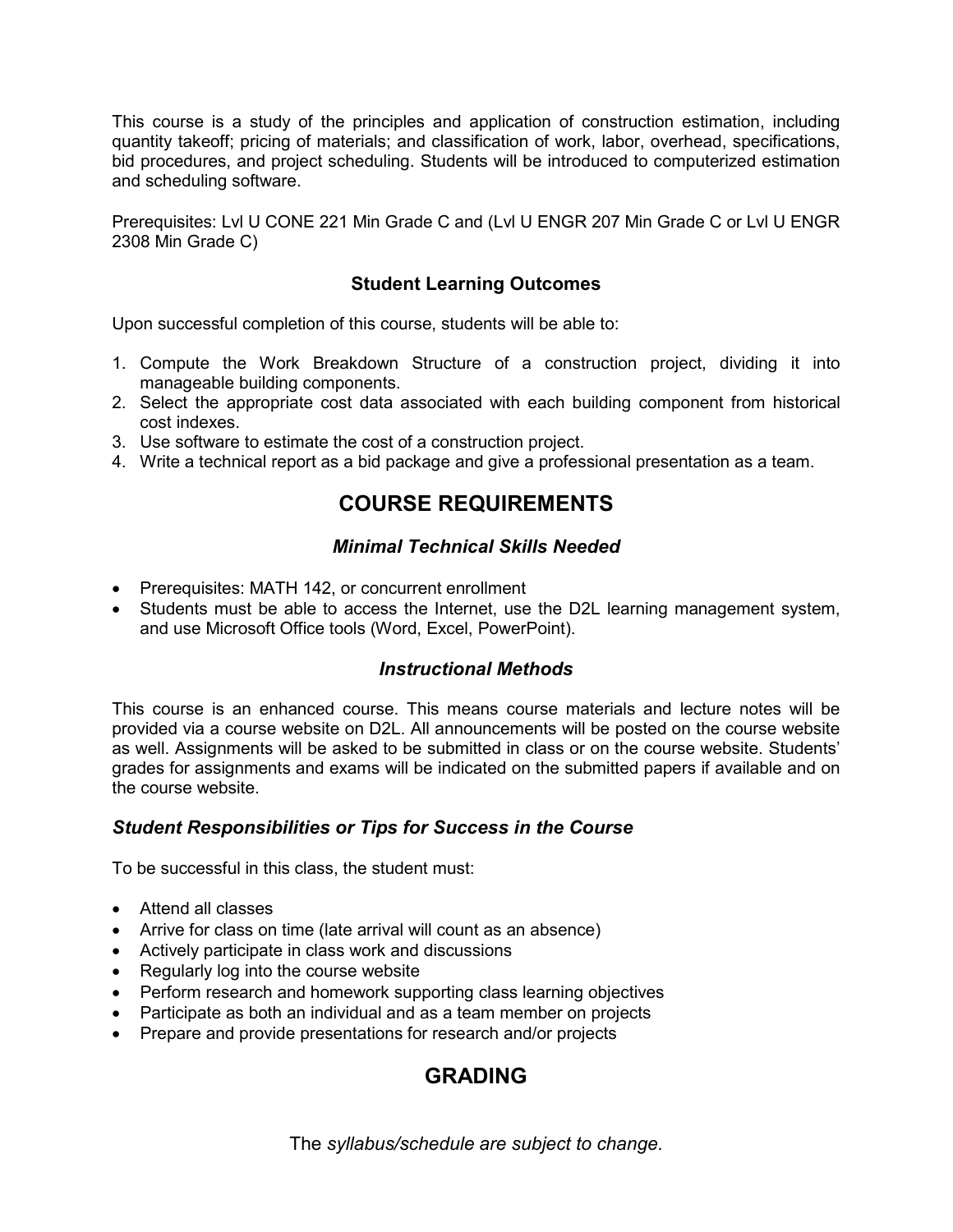This course is a study of the principles and application of construction estimation, including quantity takeoff; pricing of materials; and classification of work, labor, overhead, specifications, bid procedures, and project scheduling. Students will be introduced to computerized estimation and scheduling software.

Prerequisites: Lvl U CONE 221 Min Grade C and (Lvl U ENGR 207 Min Grade C or Lvl U ENGR 2308 Min Grade C)

### Student Learning Outcomes

Upon successful completion of this course, students will be able to:

1. Compute the Work Breakdown Structure of a construction project, dividing it into manageable building components.
2. Select the appropriate cost data associated with each building component from historical cost indexes.
3. Use software to estimate the cost of a construction project.
4. Write a technical report as a bid package and give a professional presentation as a team.

## COURSE REQUIREMENTS

### *Minimal Technical Skills Needed*

- Prerequisites: MATH 142, or concurrent enrollment
- Students must be able to access the Internet, use the D2L learning management system, and use Microsoft Office tools (Word, Excel, PowerPoint).

### *Instructional Methods*

This course is an enhanced course. This means course materials and lecture notes will be provided via a course website on D2L. All announcements will be posted on the course website as well. Assignments will be asked to be submitted in class or on the course website. Students' grades for assignments and exams will be indicated on the submitted papers if available and on the course website.

### *Student Responsibilities or Tips for Success in the Course*

To be successful in this class, the student must:

- Attend all classes
- Arrive for class on time (late arrival will count as an absence)
- Actively participate in class work and discussions
- Regularly log into the course website
- Perform research and homework supporting class learning objectives
- Participate as both an individual and as a team member on projects
- Prepare and provide presentations for research and/or projects

## GRADING

The *syllabus/schedule are subject to change.*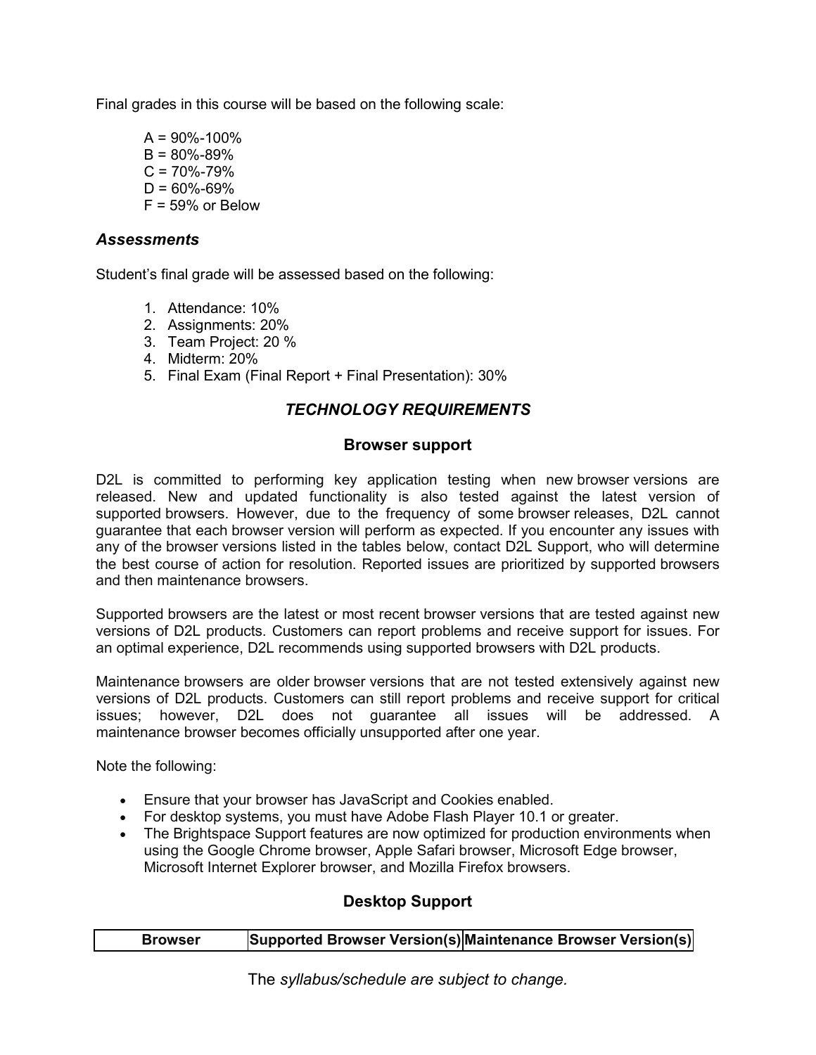Final grades in this course will be based on the following scale:

A = 90%-100%
B = 80%-89%
C = 70%-79%
D = 60%-69%
F = 59% or Below

### *Assessments*

Student's final grade will be assessed based on the following:

1. Attendance: 10%
2. Assignments: 20%
3. Team Project: 20 %
4. Midterm: 20%
5. Final Exam (Final Report + Final Presentation): 30%

## *TECHNOLOGY REQUIREMENTS*

### Browser support

D2L is committed to performing key application testing when new browser versions are released. New and updated functionality is also tested against the latest version of supported browsers. However, due to the frequency of some browser releases, D2L cannot guarantee that each browser version will perform as expected. If you encounter any issues with any of the browser versions listed in the tables below, contact D2L Support, who will determine the best course of action for resolution. Reported issues are prioritized by supported browsers and then maintenance browsers.

Supported browsers are the latest or most recent browser versions that are tested against new versions of D2L products. Customers can report problems and receive support for issues. For an optimal experience, D2L recommends using supported browsers with D2L products.

Maintenance browsers are older browser versions that are not tested extensively against new versions of D2L products. Customers can still report problems and receive support for critical issues; however, D2L does not guarantee all issues will be addressed. A maintenance browser becomes officially unsupported after one year.

Note the following:

- Ensure that your browser has JavaScript and Cookies enabled.
- For desktop systems, you must have Adobe Flash Player 10.1 or greater.
- The Brightspace Support features are now optimized for production environments when using the Google Chrome browser, Apple Safari browser, Microsoft Edge browser, Microsoft Internet Explorer browser, and Mozilla Firefox browsers.

### Desktop Support

| Browser | Supported Browser Version(s) | Maintenance Browser Version(s) |
| --- | --- | --- |

The *syllabus/schedule are subject to change.*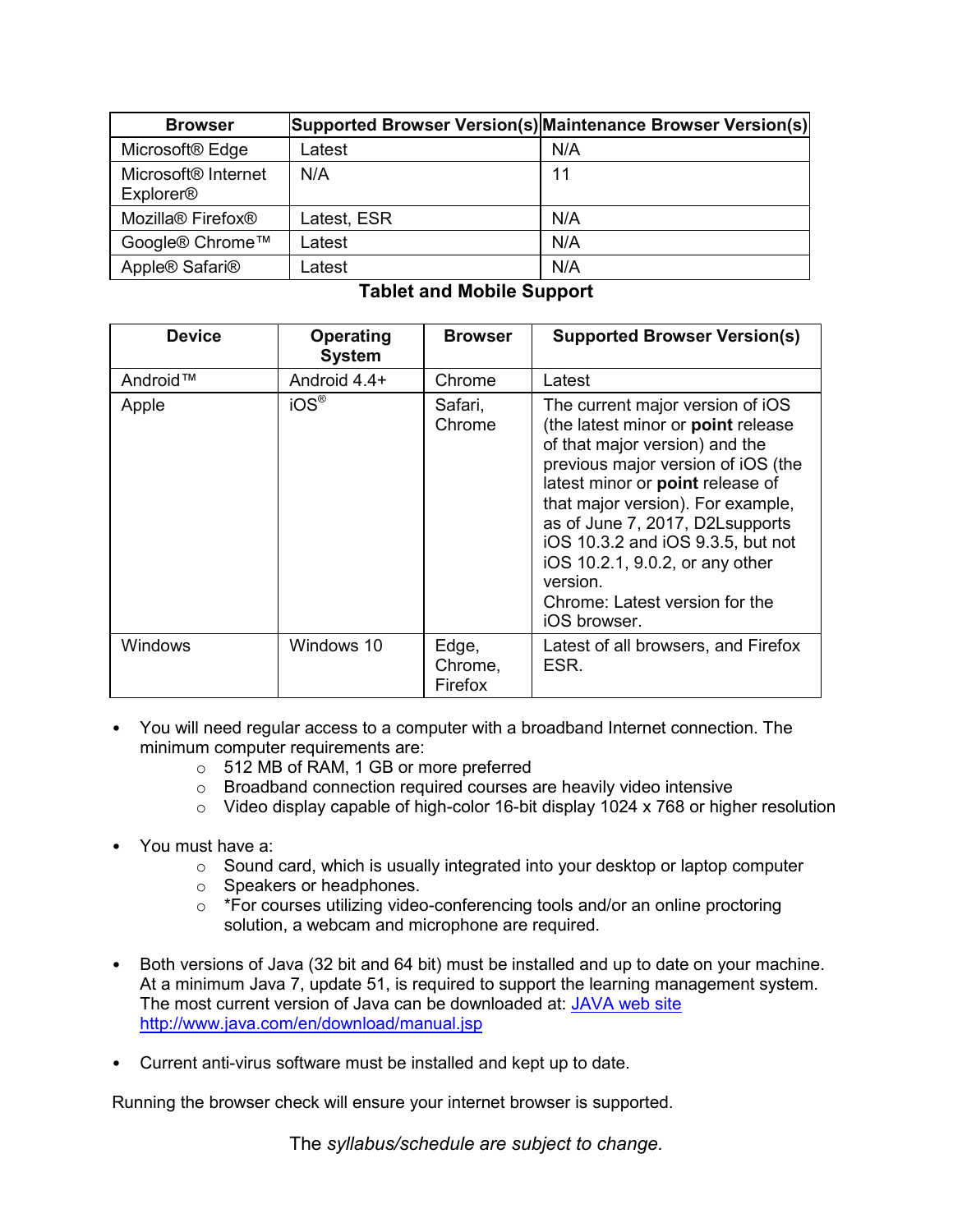| Browser | Supported Browser Version(s) | Maintenance Browser Version(s) |
|---|---|---|
| Microsoft® Edge | Latest | N/A |
| Microsoft® Internet Explorer® | N/A | 11 |
| Mozilla® Firefox® | Latest, ESR | N/A |
| Google® Chrome™ | Latest | N/A |
| Apple® Safari® | Latest | N/A |

**Tablet and Mobile Support**

| Device | Operating System | Browser | Supported Browser Version(s) |
|---|---|---|---|
| Android™ | Android 4.4+ | Chrome | Latest |
| Apple | iOS® | Safari, Chrome | The current major version of iOS (the latest minor or **point** release of that major version) and the previous major version of iOS (the latest minor or **point** release of that major version). For example, as of June 7, 2017, D2Lsupports iOS 10.3.2 and iOS 9.3.5, but not iOS 10.2.1, 9.0.2, or any other version. Chrome: Latest version for the iOS browser. |
| Windows | Windows 10 | Edge, Chrome, Firefox | Latest of all browsers, and Firefox ESR. |

- You will need regular access to a computer with a broadband Internet connection. The minimum computer requirements are:
  - 512 MB of RAM, 1 GB or more preferred
  - Broadband connection required courses are heavily video intensive
  - Video display capable of high-color 16-bit display 1024 x 768 or higher resolution

- You must have a:
  - Sound card, which is usually integrated into your desktop or laptop computer
  - Speakers or headphones.
  - *For courses utilizing video-conferencing tools and/or an online proctoring solution, a webcam and microphone are required.

- Both versions of Java (32 bit and 64 bit) must be installed and up to date on your machine. At a minimum Java 7, update 51, is required to support the learning management system. The most current version of Java can be downloaded at: JAVA web site http://www.java.com/en/download/manual.jsp

- Current anti-virus software must be installed and kept up to date.

Running the browser check will ensure your internet browser is supported.

The *syllabus/schedule are subject to change.*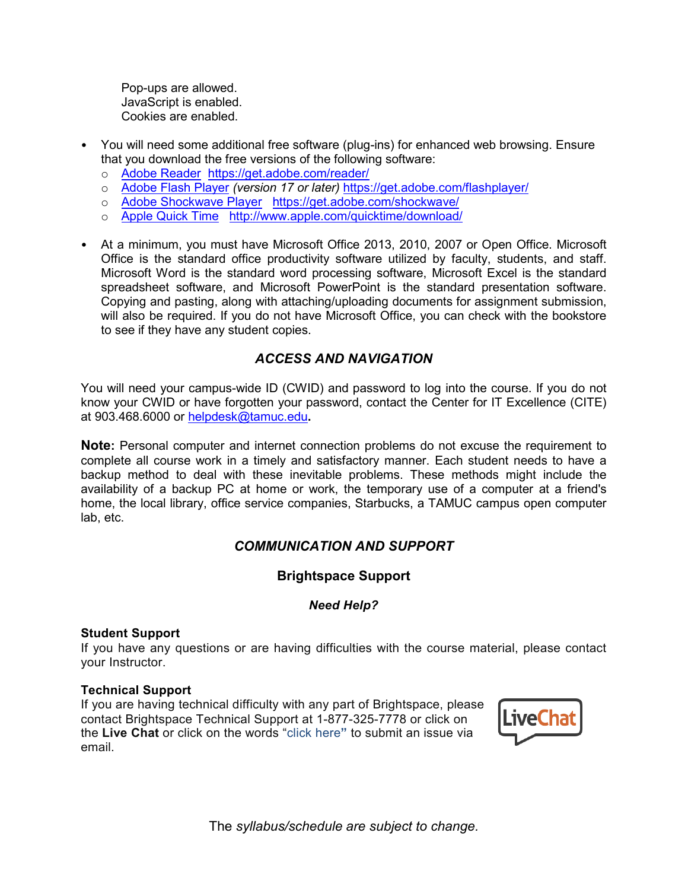Pop-ups are allowed.
JavaScript is enabled.
Cookies are enabled.

- You will need some additional free software (plug-ins) for enhanced web browsing. Ensure that you download the free versions of the following software:
  - Adobe Reader https://get.adobe.com/reader/
  - Adobe Flash Player *(version 17 or later)* https://get.adobe.com/flashplayer/
  - Adobe Shockwave Player https://get.adobe.com/shockwave/
  - Apple Quick Time http://www.apple.com/quicktime/download/

- At a minimum, you must have Microsoft Office 2013, 2010, 2007 or Open Office. Microsoft Office is the standard office productivity software utilized by faculty, students, and staff. Microsoft Word is the standard word processing software, Microsoft Excel is the standard spreadsheet software, and Microsoft PowerPoint is the standard presentation software. Copying and pasting, along with attaching/uploading documents for assignment submission, will also be required. If you do not have Microsoft Office, you can check with the bookstore to see if they have any student copies.

## *ACCESS AND NAVIGATION*

You will need your campus-wide ID (CWID) and password to log into the course. If you do not know your CWID or have forgotten your password, contact the Center for IT Excellence (CITE) at 903.468.6000 or helpdesk@tamuc.edu**.**

**Note:** Personal computer and internet connection problems do not excuse the requirement to complete all course work in a timely and satisfactory manner. Each student needs to have a backup method to deal with these inevitable problems. These methods might include the availability of a backup PC at home or work, the temporary use of a computer at a friend's home, the local library, office service companies, Starbucks, a TAMUC campus open computer lab, etc.

## *COMMUNICATION AND SUPPORT*

### Brightspace Support

#### *Need Help?*

**Student Support**
If you have any questions or are having difficulties with the course material, please contact your Instructor.

**Technical Support**
If you are having technical difficulty with any part of Brightspace, please contact Brightspace Technical Support at 1-877-325-7778 or click on the **Live Chat** or click on the words "click here**"** to submit an issue via email.

LiveChat

The *syllabus/schedule are subject to change.*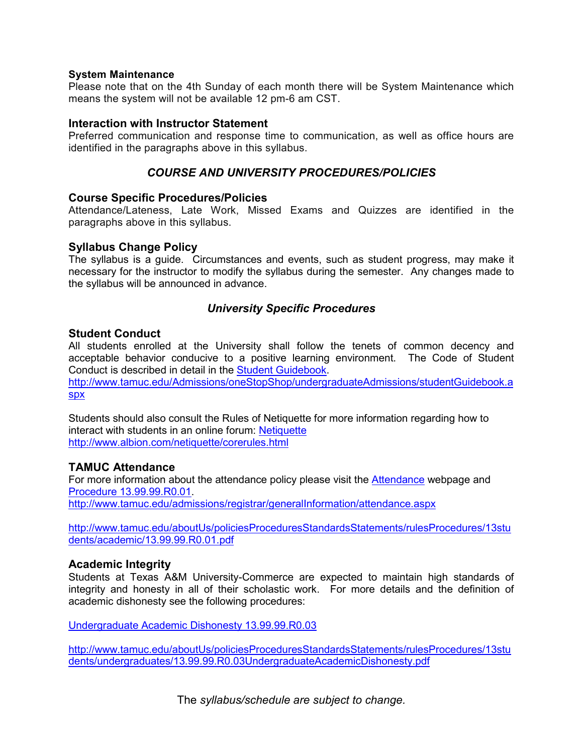**System Maintenance**
Please note that on the 4th Sunday of each month there will be System Maintenance which means the system will not be available 12 pm-6 am CST.

### Interaction with Instructor Statement

Preferred communication and response time to communication, as well as office hours are identified in the paragraphs above in this syllabus.

## *COURSE AND UNIVERSITY PROCEDURES/POLICIES*

### Course Specific Procedures/Policies

Attendance/Lateness, Late Work, Missed Exams and Quizzes are identified in the paragraphs above in this syllabus.

### Syllabus Change Policy

The syllabus is a guide. Circumstances and events, such as student progress, may make it necessary for the instructor to modify the syllabus during the semester. Any changes made to the syllabus will be announced in advance.

## *University Specific Procedures*

### Student Conduct

All students enrolled at the University shall follow the tenets of common decency and acceptable behavior conducive to a positive learning environment. The Code of Student Conduct is described in detail in the [Student Guidebook](http://www.tamuc.edu/Admissions/oneStopShop/undergraduateAdmissions/studentGuidebook.aspx).
http://www.tamuc.edu/Admissions/oneStopShop/undergraduateAdmissions/studentGuidebook.aspx

Students should also consult the Rules of Netiquette for more information regarding how to interact with students in an online forum: [Netiquette](http://www.albion.com/netiquette/corerules.html)
http://www.albion.com/netiquette/corerules.html

### TAMUC Attendance

For more information about the attendance policy please visit the [Attendance](http://www.tamuc.edu/admissions/registrar/generalInformation/attendance.aspx) webpage and [Procedure 13.99.99.R0.01](http://www.tamuc.edu/aboutUs/policiesProceduresStandardsStatements/rulesProcedures/13students/academic/13.99.99.R0.01.pdf).
http://www.tamuc.edu/admissions/registrar/generalInformation/attendance.aspx

http://www.tamuc.edu/aboutUs/policiesProceduresStandardsStatements/rulesProcedures/13students/academic/13.99.99.R0.01.pdf

### Academic Integrity

Students at Texas A&M University-Commerce are expected to maintain high standards of integrity and honesty in all of their scholastic work. For more details and the definition of academic dishonesty see the following procedures:

[Undergraduate Academic Dishonesty 13.99.99.R0.03](http://www.tamuc.edu/aboutUs/policiesProceduresStandardsStatements/rulesProcedures/13students/undergraduates/13.99.99.R0.03UndergraduateAcademicDishonesty.pdf)

http://www.tamuc.edu/aboutUs/policiesProceduresStandardsStatements/rulesProcedures/13students/undergraduates/13.99.99.R0.03UndergraduateAcademicDishonesty.pdf

The *syllabus/schedule are subject to change.*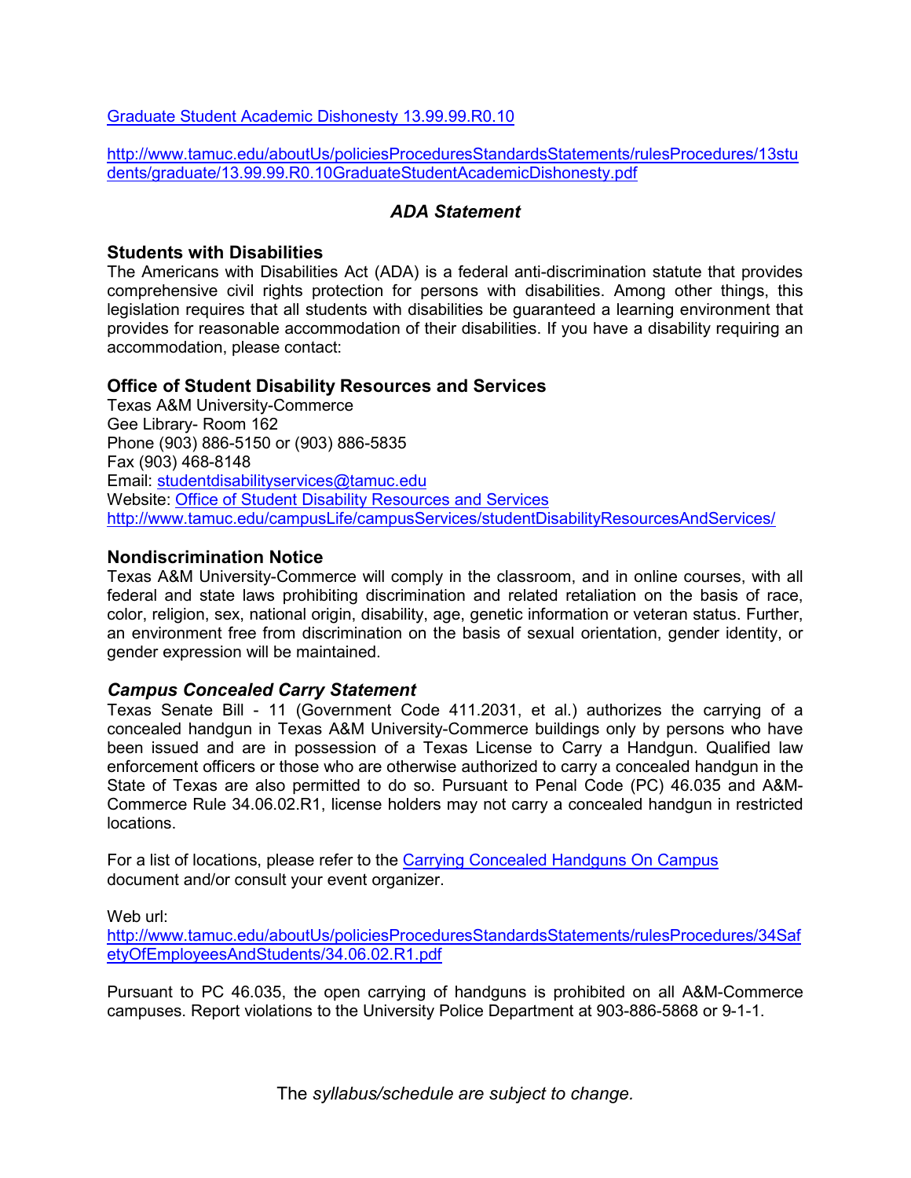[Graduate Student Academic Dishonesty 13.99.99.R0.10](http://www.tamuc.edu/aboutUs/policiesProceduresStandardsStatements/rulesProcedures/13students/graduate/13.99.99.R0.10GraduateStudentAcademicDishonesty.pdf)

http://www.tamuc.edu/aboutUs/policiesProceduresStandardsStatements/rulesProcedures/13students/graduate/13.99.99.R0.10GraduateStudentAcademicDishonesty.pdf

## *ADA Statement*

### Students with Disabilities

The Americans with Disabilities Act (ADA) is a federal anti-discrimination statute that provides comprehensive civil rights protection for persons with disabilities. Among other things, this legislation requires that all students with disabilities be guaranteed a learning environment that provides for reasonable accommodation of their disabilities. If you have a disability requiring an accommodation, please contact:

### Office of Student Disability Resources and Services

Texas A&M University-Commerce
Gee Library- Room 162
Phone (903) 886-5150 or (903) 886-5835
Fax (903) 468-8148
Email: studentdisabilityservices@tamuc.edu
Website: [Office of Student Disability Resources and Services](http://www.tamuc.edu/campusLife/campusServices/studentDisabilityResourcesAndServices/)
http://www.tamuc.edu/campusLife/campusServices/studentDisabilityResourcesAndServices/

### Nondiscrimination Notice

Texas A&M University-Commerce will comply in the classroom, and in online courses, with all federal and state laws prohibiting discrimination and related retaliation on the basis of race, color, religion, sex, national origin, disability, age, genetic information or veteran status. Further, an environment free from discrimination on the basis of sexual orientation, gender identity, or gender expression will be maintained.

### *Campus Concealed Carry Statement*

Texas Senate Bill - 11 (Government Code 411.2031, et al.) authorizes the carrying of a concealed handgun in Texas A&M University-Commerce buildings only by persons who have been issued and are in possession of a Texas License to Carry a Handgun. Qualified law enforcement officers or those who are otherwise authorized to carry a concealed handgun in the State of Texas are also permitted to do so. Pursuant to Penal Code (PC) 46.035 and A&M-Commerce Rule 34.06.02.R1, license holders may not carry a concealed handgun in restricted locations.

For a list of locations, please refer to the [Carrying Concealed Handguns On Campus](http://www.tamuc.edu/aboutUs/policiesProceduresStandardsStatements/rulesProcedures/34SafetyOfEmployeesAndStudents/34.06.02.R1.pdf) document and/or consult your event organizer.

Web url:
http://www.tamuc.edu/aboutUs/policiesProceduresStandardsStatements/rulesProcedures/34SafetyOfEmployeesAndStudents/34.06.02.R1.pdf

Pursuant to PC 46.035, the open carrying of handguns is prohibited on all A&M-Commerce campuses. Report violations to the University Police Department at 903-886-5868 or 9-1-1.

The *syllabus/schedule are subject to change.*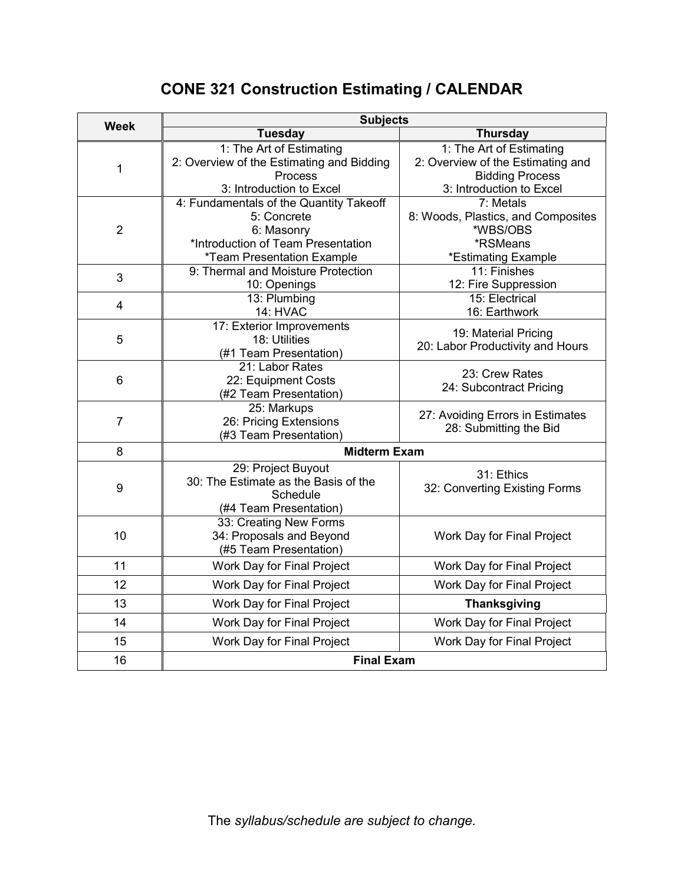# CONE 321 Construction Estimating / CALENDAR

| Week | Subjects | |
|---|---|---|
| | **Tuesday** | **Thursday** |
| 1 | 1: The Art of Estimating<br>2: Overview of the Estimating and Bidding Process<br>3: Introduction to Excel | 1: The Art of Estimating<br>2: Overview of the Estimating and Bidding Process<br>3: Introduction to Excel |
| 2 | 4: Fundamentals of the Quantity Takeoff<br>5: Concrete<br>6: Masonry<br>*Introduction of Team Presentation<br>*Team Presentation Example | 7: Metals<br>8: Woods, Plastics, and Composites<br>*WBS/OBS<br>*RSMeans<br>*Estimating Example |
| 3 | 9: Thermal and Moisture Protection<br>10: Openings | 11: Finishes<br>12: Fire Suppression |
| 4 | 13: Plumbing<br>14: HVAC | 15: Electrical<br>16: Earthwork |
| 5 | 17: Exterior Improvements<br>18: Utilities<br>(#1 Team Presentation) | 19: Material Pricing<br>20: Labor Productivity and Hours |
| 6 | 21: Labor Rates<br>22: Equipment Costs<br>(#2 Team Presentation) | 23: Crew Rates<br>24: Subcontract Pricing |
| 7 | 25: Markups<br>26: Pricing Extensions<br>(#3 Team Presentation) | 27: Avoiding Errors in Estimates<br>28: Submitting the Bid |
| 8 | **Midterm Exam** | |
| 9 | 29: Project Buyout<br>30: The Estimate as the Basis of the Schedule<br>(#4 Team Presentation) | 31: Ethics<br>32: Converting Existing Forms |
| 10 | 33: Creating New Forms<br>34: Proposals and Beyond<br>(#5 Team Presentation) | Work Day for Final Project |
| 11 | Work Day for Final Project | Work Day for Final Project |
| 12 | Work Day for Final Project | Work Day for Final Project |
| 13 | Work Day for Final Project | **Thanksgiving** |
| 14 | Work Day for Final Project | Work Day for Final Project |
| 15 | Work Day for Final Project | Work Day for Final Project |
| 16 | **Final Exam** | |

The *syllabus/schedule are subject to change.*